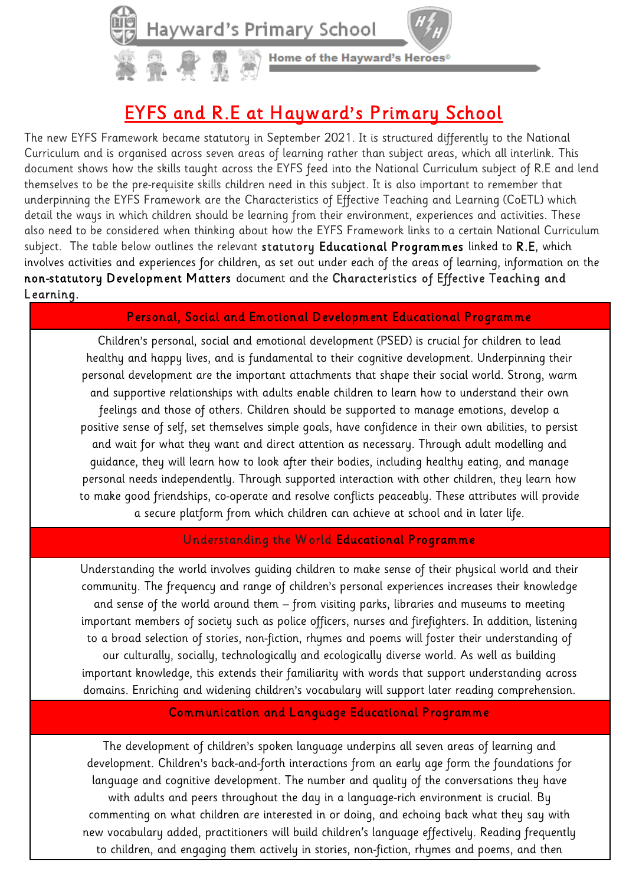Hayward's Primary School

Home of the Hayward's Heroes©

# EYFS and R.E at Hayward's Primary School

The new EYFS Framework became statutory in September 2021. It is structured differently to the National Curriculum and is organised across seven areas of learning rather than subject areas, which all interlink. This document shows how the skills taught across the EYFS feed into the National Curriculum subject of R.E and lend themselves to be the pre-requisite skills children need in this subject. It is also important to remember that underpinning the EYFS Framework are the Characteristics of Effective Teaching and Learning (CoETL) which detail the ways in which children should be learning from their environment, experiences and activities. These also need to be considered when thinking about how the EYFS Framework links to a certain National Curriculum subject. The table below outlines the relevant **statutory Educational Programmes** linked to **R.E**, which involves activities and experiences for children, as set out under each of the areas of learning, information on the **non-statutory Development Matters** document and the **Characteristics of Effective Teaching and Learning.**

| Personal, Social and Emotional Development Educational Programme |
|---|
| Children's personal, social and emotional development (PSED) is crucial for children to lead healthy and happy lives, and is fundamental to their cognitive development. Underpinning their personal development are the important attachments that shape their social world. Strong, warm and supportive relationships with adults enable children to learn how to understand their own feelings and those of others. Children should be supported to manage emotions, develop a positive sense of self, set themselves simple goals, have confidence in their own abilities, to persist and wait for what they want and direct attention as necessary. Through adult modelling and guidance, they will learn how to look after their bodies, including healthy eating, and manage personal needs independently. Through supported interaction with other children, they learn how to make good friendships, co-operate and resolve conflicts peaceably. These attributes will provide a secure platform from which children can achieve at school and in later life. |
| **Understanding the World Educational Programme** |
| Understanding the world involves guiding children to make sense of their physical world and their community. The frequency and range of children's personal experiences increases their knowledge and sense of the world around them – from visiting parks, libraries and museums to meeting important members of society such as police officers, nurses and firefighters. In addition, listening to a broad selection of stories, non-fiction, rhymes and poems will foster their understanding of our culturally, socially, technologically and ecologically diverse world. As well as building important knowledge, this extends their familiarity with words that support understanding across domains. Enriching and widening children's vocabulary will support later reading comprehension. |
| **Communication and Language Educational Programme** |
| The development of children's spoken language underpins all seven areas of learning and development. Children's back-and-forth interactions from an early age form the foundations for language and cognitive development. The number and quality of the conversations they have with adults and peers throughout the day in a language-rich environment is crucial. By commenting on what children are interested in or doing, and echoing back what they say with new vocabulary added, practitioners will build children's language effectively. Reading frequently to children, and engaging them actively in stories, non-fiction, rhymes and poems, and then |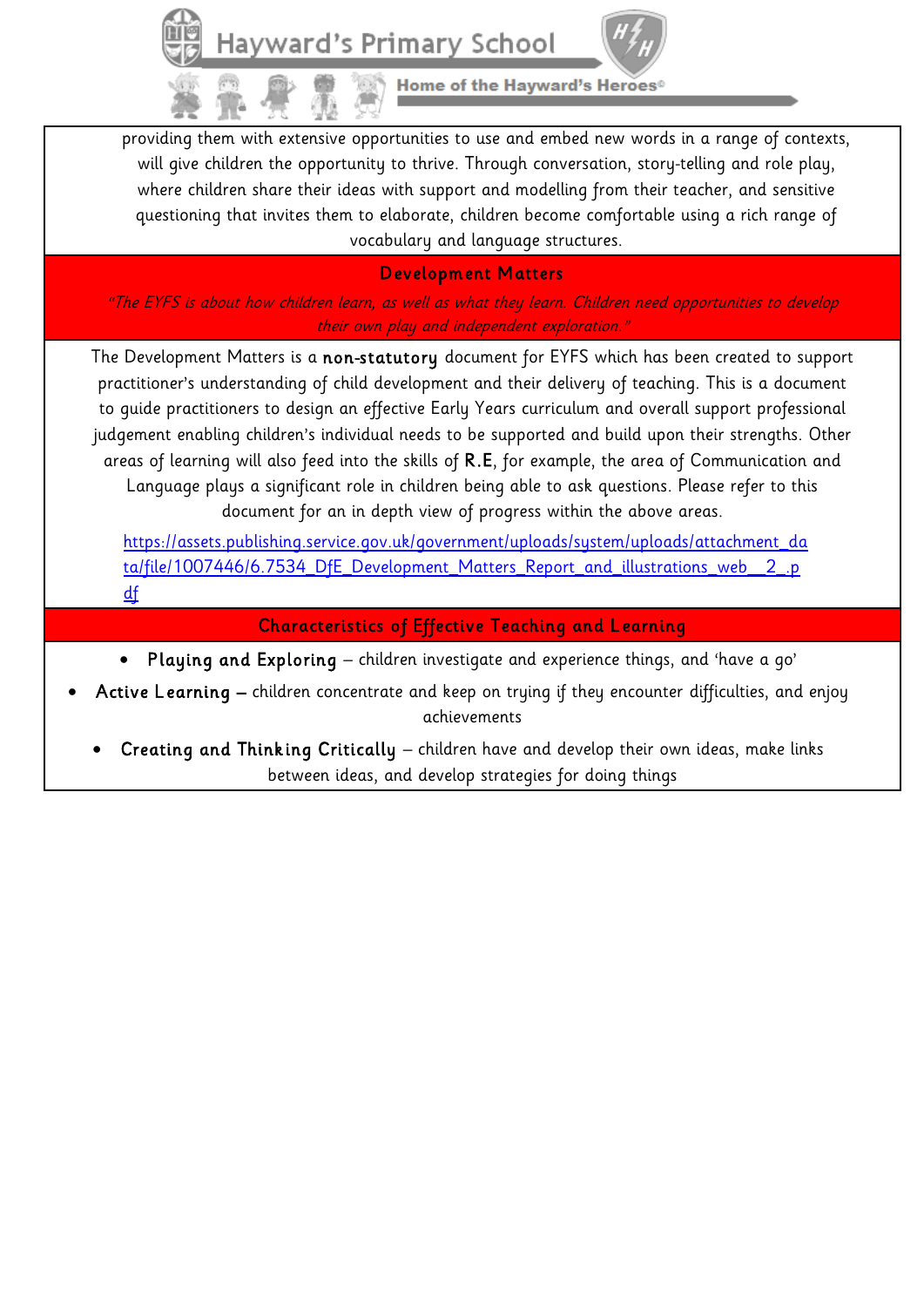providing them with extensive opportunities to use and embed new words in a range of contexts, will give children the opportunity to thrive. Through conversation, story-telling and role play, where children share their ideas with support and modelling from their teacher, and sensitive questioning that invites them to elaborate, children become comfortable using a rich range of vocabulary and language structures.

## Development Matters

*"The EYFS is about how children learn, as well as what they learn. Children need opportunities to develop their own play and independent exploration."*

The Development Matters is a **non-statutory** document for EYFS which has been created to support practitioner's understanding of child development and their delivery of teaching. This is a document to guide practitioners to design an effective Early Years curriculum and overall support professional judgement enabling children's individual needs to be supported and build upon their strengths. Other areas of learning will also feed into the skills of **R.E**, for example, the area of Communication and Language plays a significant role in children being able to ask questions. Please refer to this document for an in depth view of progress within the above areas.

https://assets.publishing.service.gov.uk/government/uploads/system/uploads/attachment_data/file/1007446/6.7534_DfE_Development_Matters_Report_and_illustrations_web__2_.pdf

## Characteristics of Effective Teaching and Learning

- **Playing and Exploring** – children investigate and experience things, and 'have a go'
- **Active Learning –** children concentrate and keep on trying if they encounter difficulties, and enjoy achievements
- **Creating and Thinking Critically** – children have and develop their own ideas, make links between ideas, and develop strategies for doing things